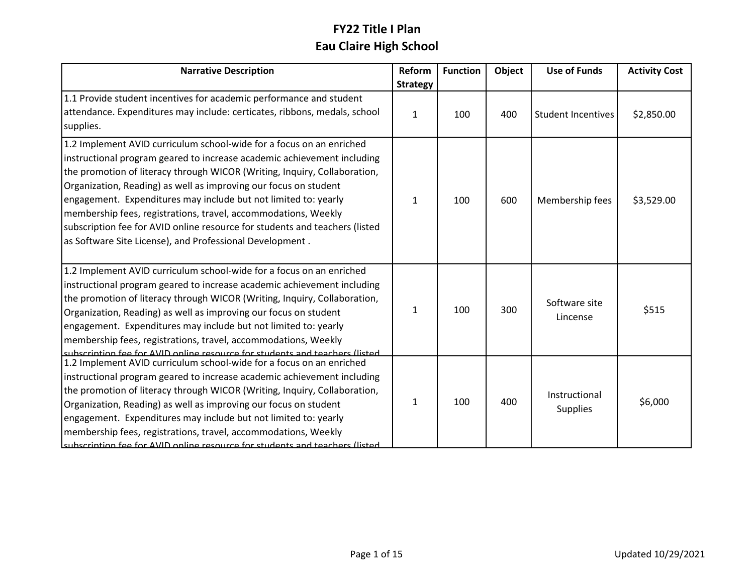# FY22 Title I Plan
## Eau Claire High School

| Narrative Description | Reform Strategy | Function | Object | Use of Funds | Activity Cost |
|---|---|---|---|---|---|
| 1.1 Provide student incentives for academic performance and student attendance. Expenditures may include: certicates, ribbons, medals, school supplies. | 1 | 100 | 400 | Student Incentives | $2,850.00 |
| 1.2 Implement AVID curriculum school-wide for a focus on an enriched instructional program geared to increase academic achievement including the promotion of literacy through WICOR (Writing, Inquiry, Collaboration, Organization, Reading) as well as improving our focus on student engagement. Expenditures may include but not limited to: yearly membership fees, registrations, travel, accommodations, Weekly subscription fee for AVID online resource for students and teachers (listed as Software Site License), and Professional Development . | 1 | 100 | 600 | Membership fees | $3,529.00 |
| 1.2 Implement AVID curriculum school-wide for a focus on an enriched instructional program geared to increase academic achievement including the promotion of literacy through WICOR (Writing, Inquiry, Collaboration, Organization, Reading) as well as improving our focus on student engagement. Expenditures may include but not limited to: yearly membership fees, registrations, travel, accommodations, Weekly subscription fee for AVID online resource for students and teachers (listed | 1 | 100 | 300 | Software site Lincense | $515 |
| 1.2 Implement AVID curriculum school-wide for a focus on an enriched instructional program geared to increase academic achievement including the promotion of literacy through WICOR (Writing, Inquiry, Collaboration, Organization, Reading) as well as improving our focus on student engagement. Expenditures may include but not limited to: yearly membership fees, registrations, travel, accommodations, Weekly subscription fee for AVID online resource for students and teachers (listed | 1 | 100 | 400 | Instructional Supplies | $6,000 |

Updated 10/29/2021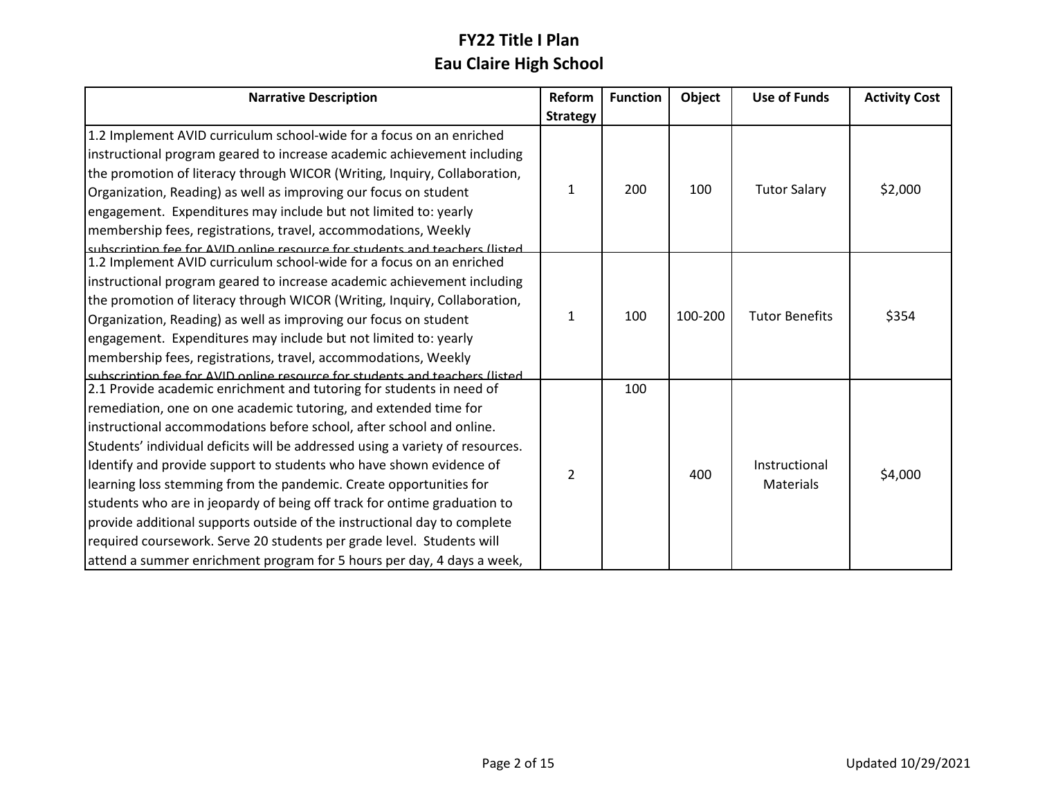# FY22 Title I Plan
## Eau Claire High School

| Narrative Description | Reform Strategy | Function | Object | Use of Funds | Activity Cost |
|---|---|---|---|---|---|
| 1.2 Implement AVID curriculum school-wide for a focus on an enriched instructional program geared to increase academic achievement including the promotion of literacy through WICOR (Writing, Inquiry, Collaboration, Organization, Reading) as well as improving our focus on student engagement. Expenditures may include but not limited to: yearly membership fees, registrations, travel, accommodations, Weekly subscription fee for AVID online resource for students and teachers (listed | 1 | 200 | 100 | Tutor Salary | $2,000 |
| 1.2 Implement AVID curriculum school-wide for a focus on an enriched instructional program geared to increase academic achievement including the promotion of literacy through WICOR (Writing, Inquiry, Collaboration, Organization, Reading) as well as improving our focus on student engagement. Expenditures may include but not limited to: yearly membership fees, registrations, travel, accommodations, Weekly subscription fee for AVID online resource for students and teachers (listed | 1 | 100 | 100-200 | Tutor Benefits | $354 |
| 2.1 Provide academic enrichment and tutoring for students in need of remediation, one on one academic tutoring, and extended time for instructional accommodations before school, after school and online. Students' individual deficits will be addressed using a variety of resources. Identify and provide support to students who have shown evidence of learning loss stemming from the pandemic. Create opportunities for students who are in jeopardy of being off track for ontime graduation to provide additional supports outside of the instructional day to complete required coursework. Serve 20 students per grade level. Students will attend a summer enrichment program for 5 hours per day, 4 days a week, | 2 | 100 | 400 | Instructional Materials | $4,000 |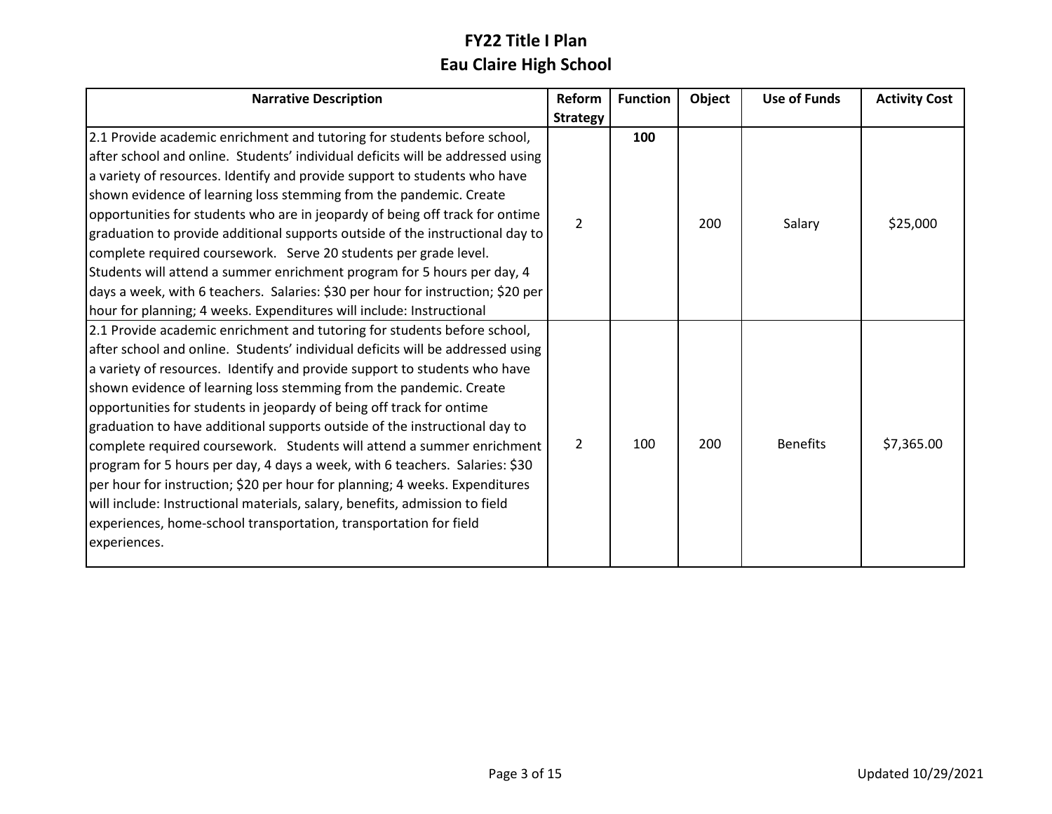# FY22 Title I Plan
## Eau Claire High School

| Narrative Description | Reform Strategy | Function | Object | Use of Funds | Activity Cost |
|---|---|---|---|---|---|
| 2.1 Provide academic enrichment and tutoring for students before school, after school and online. Students' individual deficits will be addressed using a variety of resources. Identify and provide support to students who have shown evidence of learning loss stemming from the pandemic. Create opportunities for students who are in jeopardy of being off track for ontime graduation to provide additional supports outside of the instructional day to complete required coursework. Serve 20 students per grade level. Students will attend a summer enrichment program for 5 hours per day, 4 days a week, with 6 teachers. Salaries: $30 per hour for instruction; $20 per hour for planning; 4 weeks. Expenditures will include: Instructional | 2 | **100** | 200 | Salary | $25,000 |
| 2.1 Provide academic enrichment and tutoring for students before school, after school and online. Students' individual deficits will be addressed using a variety of resources. Identify and provide support to students who have shown evidence of learning loss stemming from the pandemic. Create opportunities for students in jeopardy of being off track for ontime graduation to have additional supports outside of the instructional day to complete required coursework. Students will attend a summer enrichment program for 5 hours per day, 4 days a week, with 6 teachers. Salaries: $30 per hour for instruction; $20 per hour for planning; 4 weeks. Expenditures will include: Instructional materials, salary, benefits, admission to field experiences, home-school transportation, transportation for field experiences. | 2 | 100 | 200 | Benefits | $7,365.00 |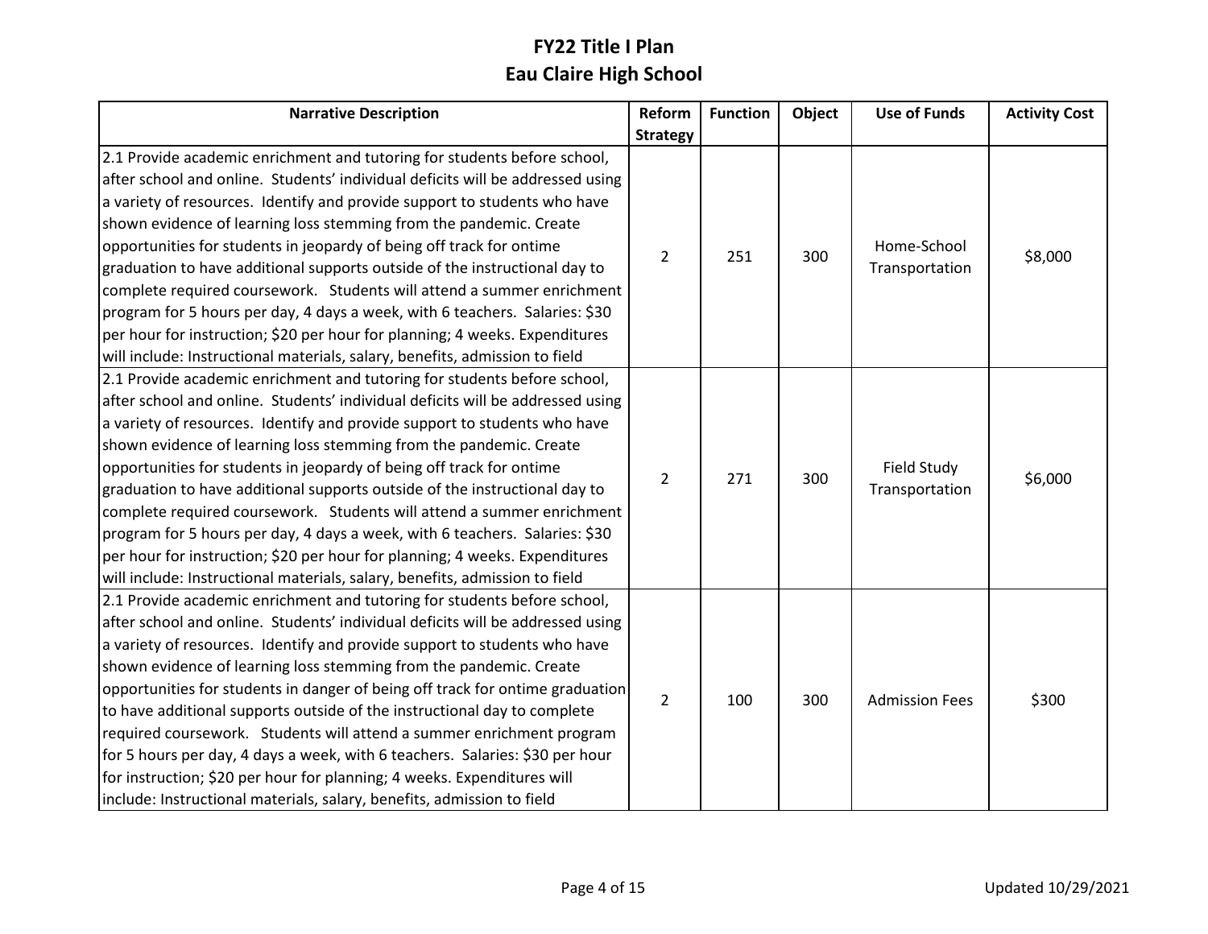# FY22 Title I Plan
## Eau Claire High School

| Narrative Description | Reform Strategy | Function | Object | Use of Funds | Activity Cost |
|---|---|---|---|---|---|
| 2.1 Provide academic enrichment and tutoring for students before school, after school and online. Students' individual deficits will be addressed using a variety of resources. Identify and provide support to students who have shown evidence of learning loss stemming from the pandemic. Create opportunities for students in jeopardy of being off track for ontime graduation to have additional supports outside of the instructional day to complete required coursework. Students will attend a summer enrichment program for 5 hours per day, 4 days a week, with 6 teachers. Salaries: $30 per hour for instruction; $20 per hour for planning; 4 weeks. Expenditures will include: Instructional materials, salary, benefits, admission to field | 2 | 251 | 300 | Home-School Transportation | $8,000 |
| 2.1 Provide academic enrichment and tutoring for students before school, after school and online. Students' individual deficits will be addressed using a variety of resources. Identify and provide support to students who have shown evidence of learning loss stemming from the pandemic. Create opportunities for students in jeopardy of being off track for ontime graduation to have additional supports outside of the instructional day to complete required coursework. Students will attend a summer enrichment program for 5 hours per day, 4 days a week, with 6 teachers. Salaries: $30 per hour for instruction; $20 per hour for planning; 4 weeks. Expenditures will include: Instructional materials, salary, benefits, admission to field | 2 | 271 | 300 | Field Study Transportation | $6,000 |
| 2.1 Provide academic enrichment and tutoring for students before school, after school and online. Students' individual deficits will be addressed using a variety of resources. Identify and provide support to students who have shown evidence of learning loss stemming from the pandemic. Create opportunities for students in danger of being off track for ontime graduation to have additional supports outside of the instructional day to complete required coursework. Students will attend a summer enrichment program for 5 hours per day, 4 days a week, with 6 teachers. Salaries: $30 per hour for instruction; $20 per hour for planning; 4 weeks. Expenditures will include: Instructional materials, salary, benefits, admission to field | 2 | 100 | 300 | Admission Fees | $300 |

Updated 10/29/2021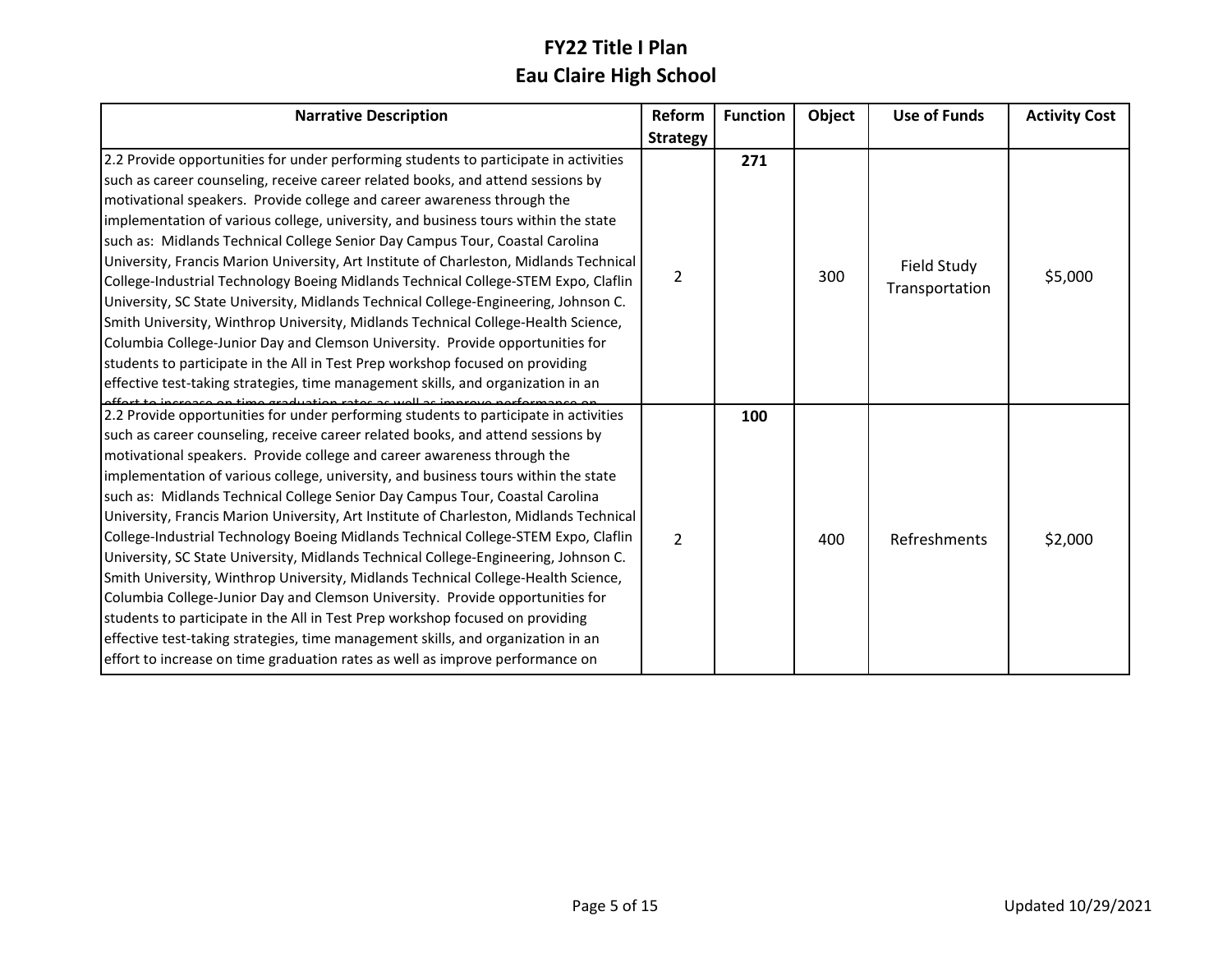# FY22 Title I Plan
## Eau Claire High School

| Narrative Description | Reform Strategy | Function | Object | Use of Funds | Activity Cost |
|---|---|---|---|---|---|
| 2.2 Provide opportunities for under performing students to participate in activities such as career counseling, receive career related books, and attend sessions by motivational speakers. Provide college and career awareness through the implementation of various college, university, and business tours within the state such as: Midlands Technical College Senior Day Campus Tour, Coastal Carolina University, Francis Marion University, Art Institute of Charleston, Midlands Technical College-Industrial Technology Boeing Midlands Technical College-STEM Expo, Claflin University, SC State University, Midlands Technical College-Engineering, Johnson C. Smith University, Winthrop University, Midlands Technical College-Health Science, Columbia College-Junior Day and Clemson University. Provide opportunities for students to participate in the All in Test Prep workshop focused on providing effective test-taking strategies, time management skills, and organization in an effort to increase on time graduation rates as well as improve performance on | 2 | **271** | 300 | Field Study Transportation | $5,000 |
| 2.2 Provide opportunities for under performing students to participate in activities such as career counseling, receive career related books, and attend sessions by motivational speakers. Provide college and career awareness through the implementation of various college, university, and business tours within the state such as: Midlands Technical College Senior Day Campus Tour, Coastal Carolina University, Francis Marion University, Art Institute of Charleston, Midlands Technical College-Industrial Technology Boeing Midlands Technical College-STEM Expo, Claflin University, SC State University, Midlands Technical College-Engineering, Johnson C. Smith University, Winthrop University, Midlands Technical College-Health Science, Columbia College-Junior Day and Clemson University. Provide opportunities for students to participate in the All in Test Prep workshop focused on providing effective test-taking strategies, time management skills, and organization in an effort to increase on time graduation rates as well as improve performance on | 2 | **100** | 400 | Refreshments | $2,000 |

Updated 10/29/2021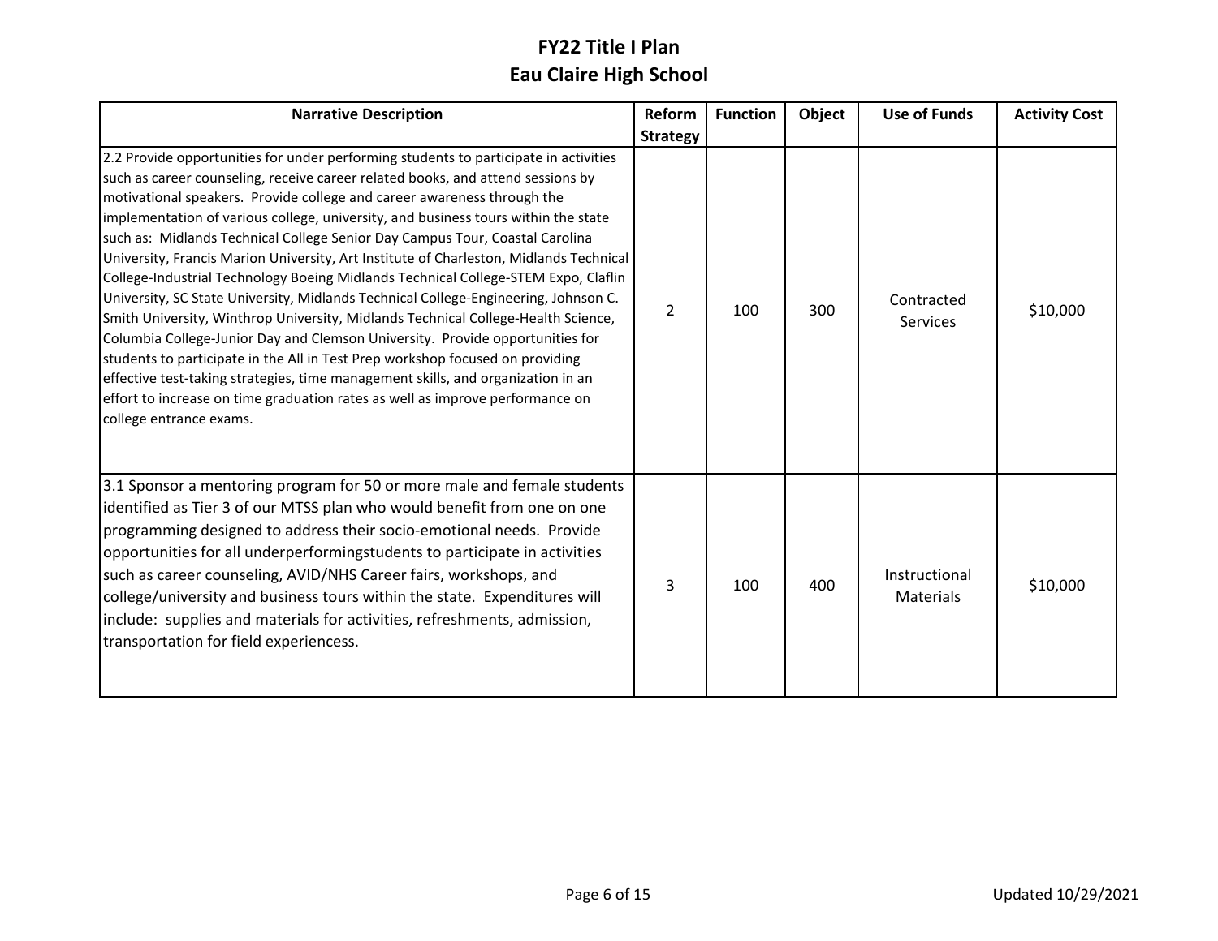# FY22 Title I Plan
# Eau Claire High School

| Narrative Description | Reform Strategy | Function | Object | Use of Funds | Activity Cost |
|---|---|---|---|---|---|
| 2.2 Provide opportunities for under performing students to participate in activities such as career counseling, receive career related books, and attend sessions by motivational speakers. Provide college and career awareness through the implementation of various college, university, and business tours within the state such as: Midlands Technical College Senior Day Campus Tour, Coastal Carolina University, Francis Marion University, Art Institute of Charleston, Midlands Technical College-Industrial Technology Boeing Midlands Technical College-STEM Expo, Claflin University, SC State University, Midlands Technical College-Engineering, Johnson C. Smith University, Winthrop University, Midlands Technical College-Health Science, Columbia College-Junior Day and Clemson University. Provide opportunities for students to participate in the All in Test Prep workshop focused on providing effective test-taking strategies, time management skills, and organization in an effort to increase on time graduation rates as well as improve performance on college entrance exams. | 2 | 100 | 300 | Contracted Services | $10,000 |
| 3.1 Sponsor a mentoring program for 50 or more male and female students identified as Tier 3 of our MTSS plan who would benefit from one on one programming designed to address their socio-emotional needs. Provide opportunities for all underperformingstudents to participate in activities such as career counseling, AVID/NHS Career fairs, workshops, and college/university and business tours within the state. Expenditures will include: supplies and materials for activities, refreshments, admission, transportation for field experiencess. | 3 | 100 | 400 | Instructional Materials | $10,000 |

Updated 10/29/2021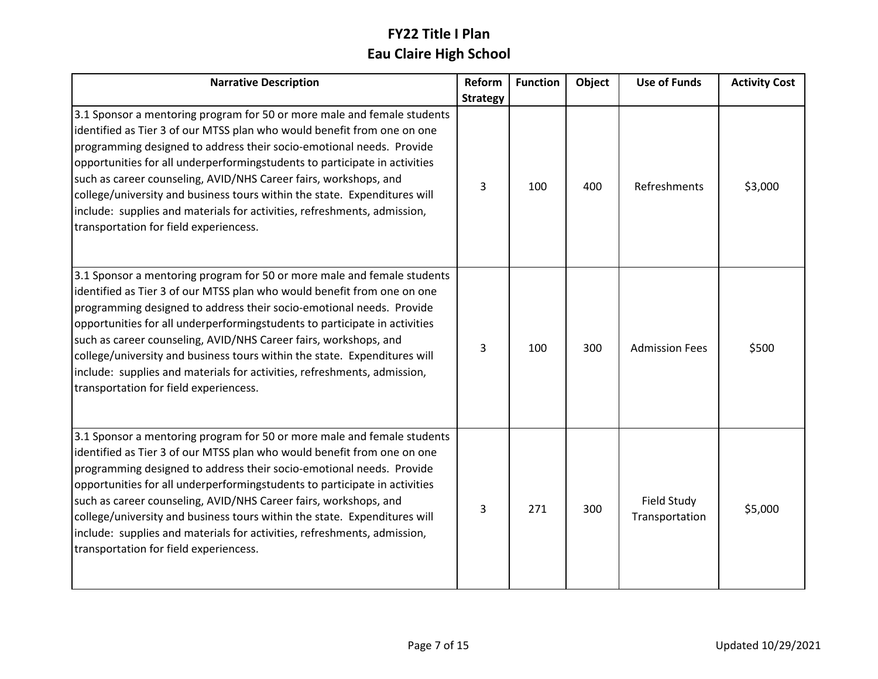# FY22 Title I Plan
## Eau Claire High School

| Narrative Description | Reform Strategy | Function | Object | Use of Funds | Activity Cost |
|---|---|---|---|---|---|
| 3.1 Sponsor a mentoring program for 50 or more male and female students identified as Tier 3 of our MTSS plan who would benefit from one on one programming designed to address their socio-emotional needs. Provide opportunities for all underperformingstudents to participate in activities such as career counseling, AVID/NHS Career fairs, workshops, and college/university and business tours within the state. Expenditures will include: supplies and materials for activities, refreshments, admission, transportation for field experiencess. | 3 | 100 | 400 | Refreshments | $3,000 |
| 3.1 Sponsor a mentoring program for 50 or more male and female students identified as Tier 3 of our MTSS plan who would benefit from one on one programming designed to address their socio-emotional needs. Provide opportunities for all underperformingstudents to participate in activities such as career counseling, AVID/NHS Career fairs, workshops, and college/university and business tours within the state. Expenditures will include: supplies and materials for activities, refreshments, admission, transportation for field experiencess. | 3 | 100 | 300 | Admission Fees | $500 |
| 3.1 Sponsor a mentoring program for 50 or more male and female students identified as Tier 3 of our MTSS plan who would benefit from one on one programming designed to address their socio-emotional needs. Provide opportunities for all underperformingstudents to participate in activities such as career counseling, AVID/NHS Career fairs, workshops, and college/university and business tours within the state. Expenditures will include: supplies and materials for activities, refreshments, admission, transportation for field experiencess. | 3 | 271 | 300 | Field Study Transportation | $5,000 |

Updated 10/29/2021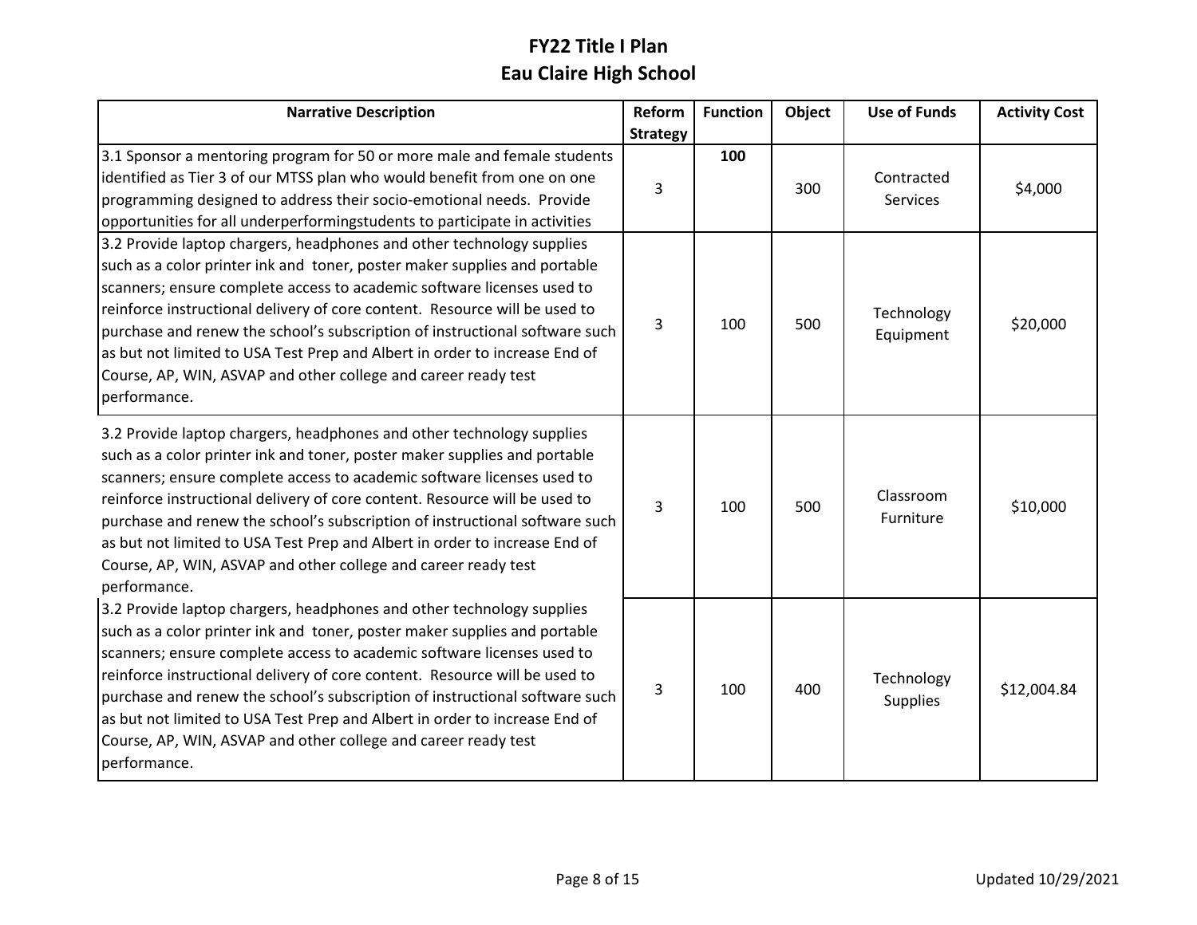# FY22 Title I Plan
# Eau Claire High School

| Narrative Description | Reform Strategy | Function | Object | Use of Funds | Activity Cost |
|---|---|---|---|---|---|
| 3.1 Sponsor a mentoring program for 50 or more male and female students identified as Tier 3 of our MTSS plan who would benefit from one on one programming designed to address their socio-emotional needs. Provide opportunities for all underperformingstudents to participate in activities | 3 | **100** | 300 | Contracted Services | $4,000 |
| 3.2 Provide laptop chargers, headphones and other technology supplies such as a color printer ink and toner, poster maker supplies and portable scanners; ensure complete access to academic software licenses used to reinforce instructional delivery of core content. Resource will be used to purchase and renew the school's subscription of instructional software such as but not limited to USA Test Prep and Albert in order to increase End of Course, AP, WIN, ASVAP and other college and career ready test performance. | 3 | 100 | 500 | Technology Equipment | $20,000 |
| 3.2 Provide laptop chargers, headphones and other technology supplies such as a color printer ink and toner, poster maker supplies and portable scanners; ensure complete access to academic software licenses used to reinforce instructional delivery of core content. Resource will be used to purchase and renew the school's subscription of instructional software such as but not limited to USA Test Prep and Albert in order to increase End of Course, AP, WIN, ASVAP and other college and career ready test performance. | 3 | 100 | 500 | Classroom Furniture | $10,000 |
| 3.2 Provide laptop chargers, headphones and other technology supplies such as a color printer ink and toner, poster maker supplies and portable scanners; ensure complete access to academic software licenses used to reinforce instructional delivery of core content. Resource will be used to purchase and renew the school's subscription of instructional software such as but not limited to USA Test Prep and Albert in order to increase End of Course, AP, WIN, ASVAP and other college and career ready test performance. | 3 | 100 | 400 | Technology Supplies | $12,004.84 |

Updated 10/29/2021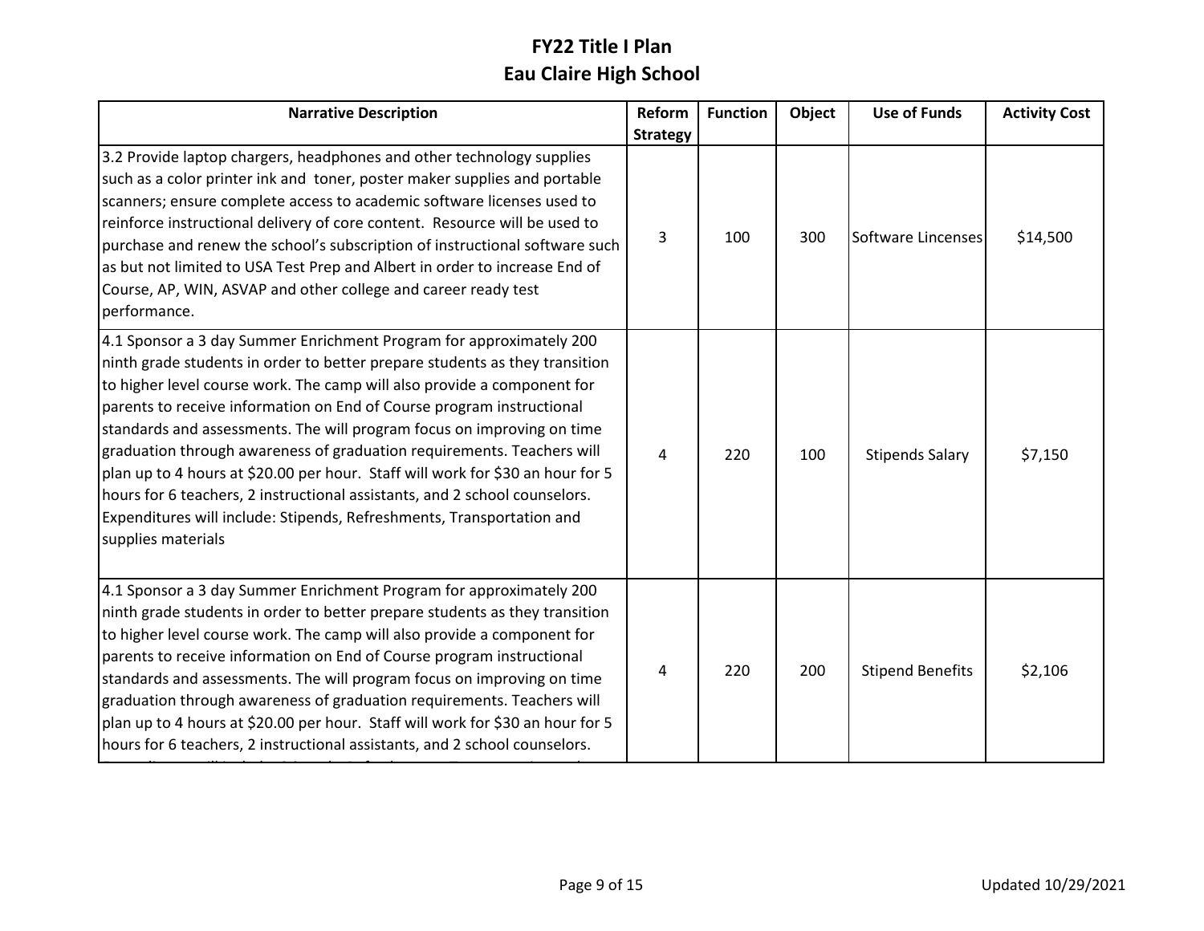# FY22 Title I Plan
## Eau Claire High School

| Narrative Description | Reform Strategy | Function | Object | Use of Funds | Activity Cost |
|---|---|---|---|---|---|
| 3.2 Provide laptop chargers, headphones and other technology supplies such as a color printer ink and toner, poster maker supplies and portable scanners; ensure complete access to academic software licenses used to reinforce instructional delivery of core content. Resource will be used to purchase and renew the school's subscription of instructional software such as but not limited to USA Test Prep and Albert in order to increase End of Course, AP, WIN, ASVAP and other college and career ready test performance. | 3 | 100 | 300 | Software Lincenses | $14,500 |
| 4.1 Sponsor a 3 day Summer Enrichment Program for approximately 200 ninth grade students in order to better prepare students as they transition to higher level course work. The camp will also provide a component for parents to receive information on End of Course program instructional standards and assessments. The will program focus on improving on time graduation through awareness of graduation requirements. Teachers will plan up to 4 hours at $20.00 per hour. Staff will work for $30 an hour for 5 hours for 6 teachers, 2 instructional assistants, and 2 school counselors. Expenditures will include: Stipends, Refreshments, Transportation and supplies materials | 4 | 220 | 100 | Stipends Salary | $7,150 |
| 4.1 Sponsor a 3 day Summer Enrichment Program for approximately 200 ninth grade students in order to better prepare students as they transition to higher level course work. The camp will also provide a component for parents to receive information on End of Course program instructional standards and assessments. The will program focus on improving on time graduation through awareness of graduation requirements. Teachers will plan up to 4 hours at $20.00 per hour. Staff will work for $30 an hour for 5 hours for 6 teachers, 2 instructional assistants, and 2 school counselors. | 4 | 220 | 200 | Stipend Benefits | $2,106 |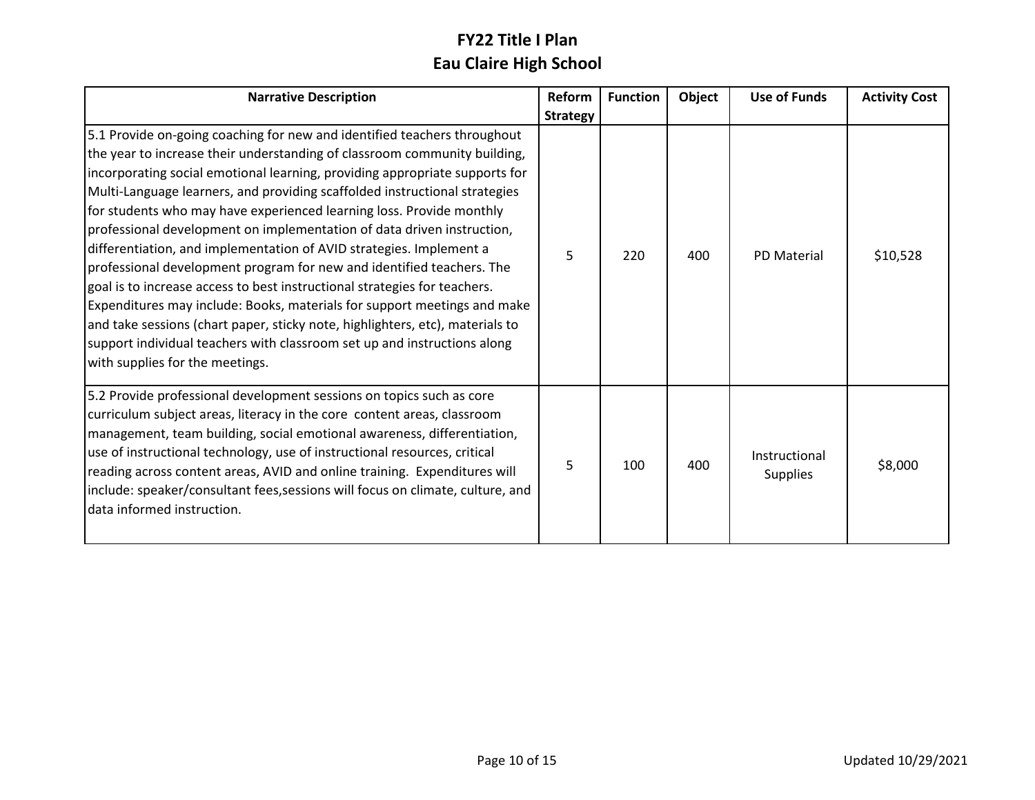# FY22 Title I Plan
## Eau Claire High School

| Narrative Description | Reform Strategy | Function | Object | Use of Funds | Activity Cost |
|---|---|---|---|---|---|
| 5.1 Provide on-going coaching for new and identified teachers throughout the year to increase their understanding of classroom community building, incorporating social emotional learning, providing appropriate supports for Multi-Language learners, and providing scaffolded instructional strategies for students who may have experienced learning loss. Provide monthly professional development on implementation of data driven instruction, differentiation, and implementation of AVID strategies. Implement a professional development program for new and identified teachers. The goal is to increase access to best instructional strategies for teachers. Expenditures may include: Books, materials for support meetings and make and take sessions (chart paper, sticky note, highlighters, etc), materials to support individual teachers with classroom set up and instructions along with supplies for the meetings. | 5 | 220 | 400 | PD Material | $10,528 |
| 5.2 Provide professional development sessions on topics such as core curriculum subject areas, literacy in the core content areas, classroom management, team building, social emotional awareness, differentiation, use of instructional technology, use of instructional resources, critical reading across content areas, AVID and online training. Expenditures will include: speaker/consultant fees,sessions will focus on climate, culture, and data informed instruction. | 5 | 100 | 400 | Instructional Supplies | $8,000 |

Updated 10/29/2021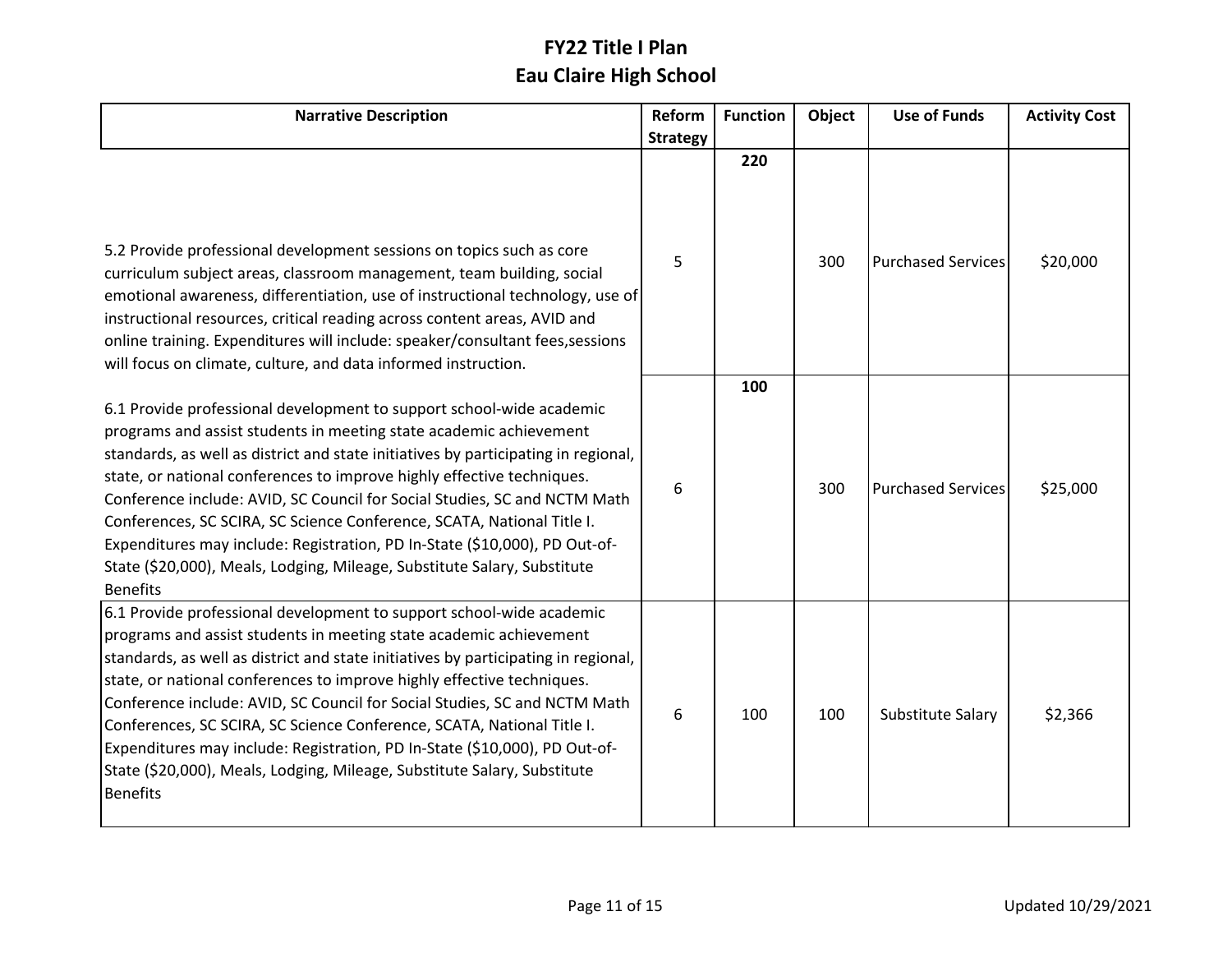# FY22 Title I Plan
## Eau Claire High School

| Narrative Description | Reform Strategy | Function | Object | Use of Funds | Activity Cost |
|---|---|---|---|---|---|
| 5.2 Provide professional development sessions on topics such as core curriculum subject areas, classroom management, team building, social emotional awareness, differentiation, use of instructional technology, use of instructional resources, critical reading across content areas, AVID and online training. Expenditures will include: speaker/consultant fees,sessions will focus on climate, culture, and data informed instruction. | 5 | 220 | 300 | Purchased Services | $20,000 |
| 6.1 Provide professional development to support school-wide academic programs and assist students in meeting state academic achievement standards, as well as district and state initiatives by participating in regional, state, or national conferences to improve highly effective techniques. Conference include: AVID, SC Council for Social Studies, SC and NCTM Math Conferences, SC SCIRA, SC Science Conference, SCATA, National Title I. Expenditures may include: Registration, PD In-State ($10,000), PD Out-of-State ($20,000), Meals, Lodging, Mileage, Substitute Salary, Substitute Benefits | 6 | 100 | 300 | Purchased Services | $25,000 |
| 6.1 Provide professional development to support school-wide academic programs and assist students in meeting state academic achievement standards, as well as district and state initiatives by participating in regional, state, or national conferences to improve highly effective techniques. Conference include: AVID, SC Council for Social Studies, SC and NCTM Math Conferences, SC SCIRA, SC Science Conference, SCATA, National Title I. Expenditures may include: Registration, PD In-State ($10,000), PD Out-of-State ($20,000), Meals, Lodging, Mileage, Substitute Salary, Substitute Benefits | 6 | 100 | 100 | Substitute Salary | $2,366 |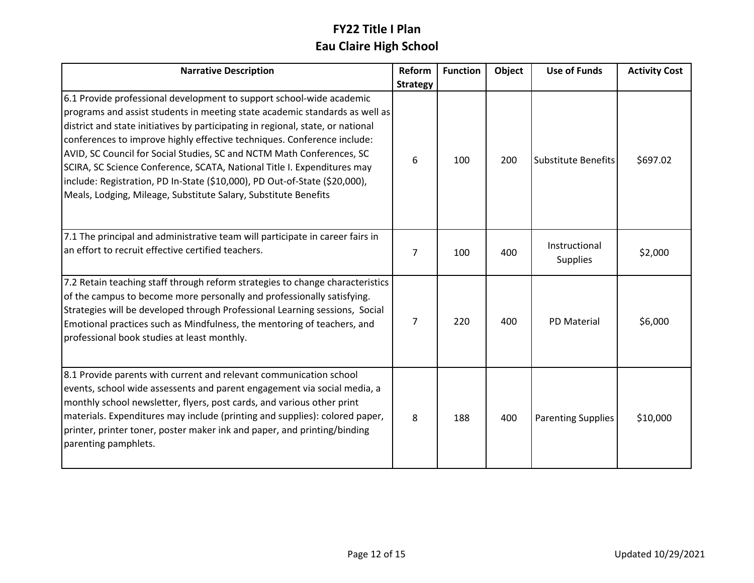# FY22 Title I Plan
## Eau Claire High School

| Narrative Description | Reform Strategy | Function | Object | Use of Funds | Activity Cost |
|---|---|---|---|---|---|
| 6.1 Provide professional development to support school-wide academic programs and assist students in meeting state academic standards as well as district and state initiatives by participating in regional, state, or national conferences to improve highly effective techniques. Conference include: AVID, SC Council for Social Studies, SC and NCTM Math Conferences, SC SCIRA, SC Science Conference, SCATA, National Title I. Expenditures may include: Registration, PD In-State ($10,000), PD Out-of-State ($20,000), Meals, Lodging, Mileage, Substitute Salary, Substitute Benefits | 6 | 100 | 200 | Substitute Benefits | $697.02 |
| 7.1 The principal and administrative team will participate in career fairs in an effort to recruit effective certified teachers. | 7 | 100 | 400 | Instructional Supplies | $2,000 |
| 7.2 Retain teaching staff through reform strategies to change characteristics of the campus to become more personally and professionally satisfying. Strategies will be developed through Professional Learning sessions, Social Emotional practices such as Mindfulness, the mentoring of teachers, and professional book studies at least monthly. | 7 | 220 | 400 | PD Material | $6,000 |
| 8.1 Provide parents with current and relevant communication school events, school wide assessents and parent engagement via social media, a monthly school newsletter, flyers, post cards, and various other print materials. Expenditures may include (printing and supplies): colored paper, printer, printer toner, poster maker ink and paper, and printing/binding parenting pamphlets. | 8 | 188 | 400 | Parenting Supplies | $10,000 |

Updated 10/29/2021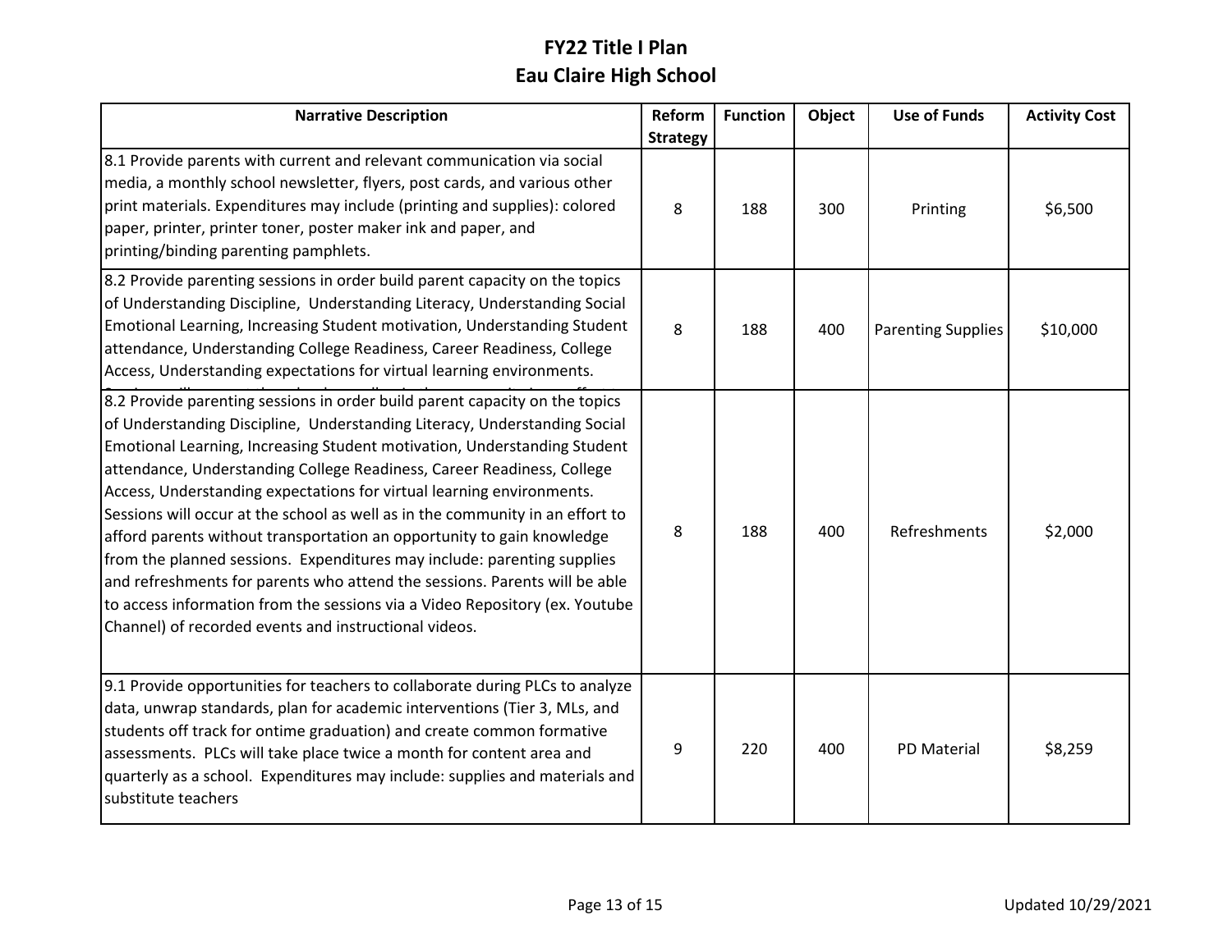# FY22 Title I Plan
## Eau Claire High School

| Narrative Description | Reform Strategy | Function | Object | Use of Funds | Activity Cost |
|---|---|---|---|---|---|
| 8.1 Provide parents with current and relevant communication via social media, a monthly school newsletter, flyers, post cards, and various other print materials. Expenditures may include (printing and supplies): colored paper, printer, printer toner, poster maker ink and paper, and printing/binding parenting pamphlets. | 8 | 188 | 300 | Printing | $6,500 |
| 8.2 Provide parenting sessions in order build parent capacity on the topics of Understanding Discipline, Understanding Literacy, Understanding Social Emotional Learning, Increasing Student motivation, Understanding Student attendance, Understanding College Readiness, Career Readiness, College Access, Understanding expectations for virtual learning environments. | 8 | 188 | 400 | Parenting Supplies | $10,000 |
| 8.2 Provide parenting sessions in order build parent capacity on the topics of Understanding Discipline, Understanding Literacy, Understanding Social Emotional Learning, Increasing Student motivation, Understanding Student attendance, Understanding College Readiness, Career Readiness, College Access, Understanding expectations for virtual learning environments. Sessions will occur at the school as well as in the community in an effort to afford parents without transportation an opportunity to gain knowledge from the planned sessions. Expenditures may include: parenting supplies and refreshments for parents who attend the sessions. Parents will be able to access information from the sessions via a Video Repository (ex. Youtube Channel) of recorded events and instructional videos. | 8 | 188 | 400 | Refreshments | $2,000 |
| 9.1 Provide opportunities for teachers to collaborate during PLCs to analyze data, unwrap standards, plan for academic interventions (Tier 3, MLs, and students off track for ontime graduation) and create common formative assessments. PLCs will take place twice a month for content area and quarterly as a school. Expenditures may include: supplies and materials and substitute teachers | 9 | 220 | 400 | PD Material | $8,259 |

Updated 10/29/2021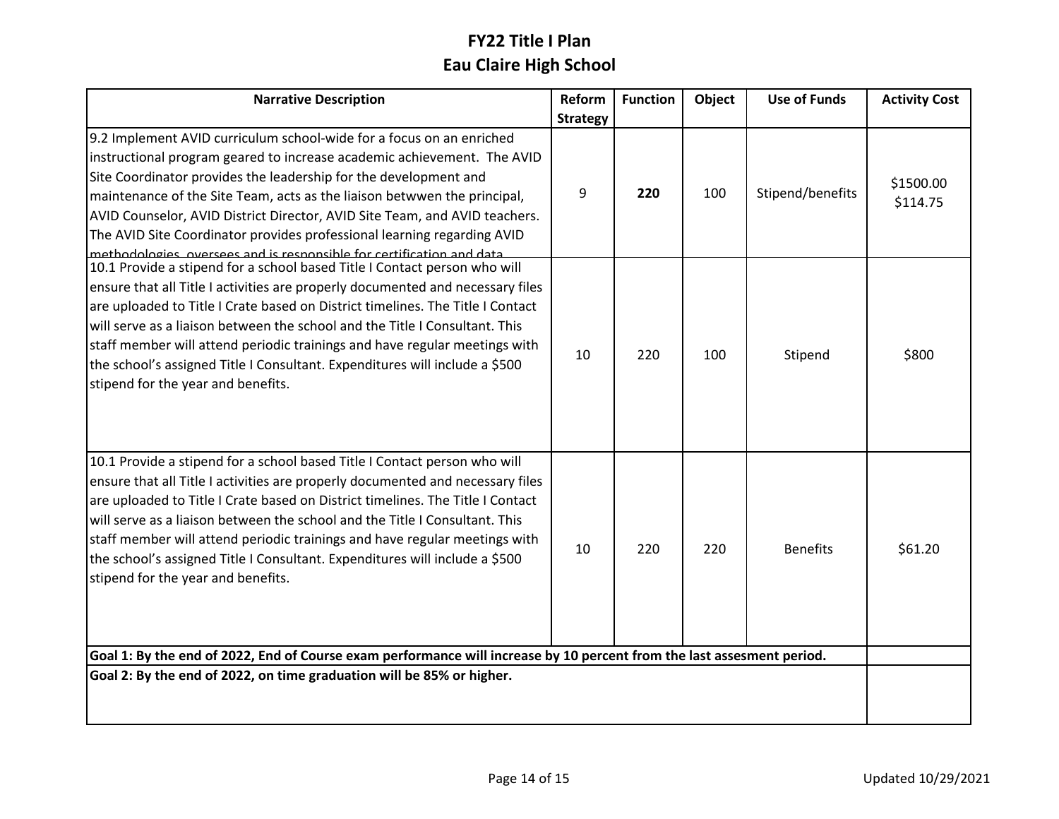# FY22 Title I Plan
# Eau Claire High School

| Narrative Description | Reform Strategy | Function | Object | Use of Funds | Activity Cost |
|---|---|---|---|---|---|
| 9.2 Implement AVID curriculum school-wide for a focus on an enriched instructional program geared to increase academic achievement. The AVID Site Coordinator provides the leadership for the development and maintenance of the Site Team, acts as the liaison betwwen the principal, AVID Counselor, AVID District Director, AVID Site Team, and AVID teachers. The AVID Site Coordinator provides professional learning regarding AVID methodologies, oversees and is responsible for certification and data | 9 | **220** | 100 | Stipend/benefits | $1500.00<br>$114.75 |
| 10.1 Provide a stipend for a school based Title I Contact person who will ensure that all Title I activities are properly documented and necessary files are uploaded to Title I Crate based on District timelines. The Title I Contact will serve as a liaison between the school and the Title I Consultant. This staff member will attend periodic trainings and have regular meetings with the school's assigned Title I Consultant. Expenditures will include a $500 stipend for the year and benefits. | 10 | 220 | 100 | Stipend | $800 |
| 10.1 Provide a stipend for a school based Title I Contact person who will ensure that all Title I activities are properly documented and necessary files are uploaded to Title I Crate based on District timelines. The Title I Contact will serve as a liaison between the school and the Title I Consultant. This staff member will attend periodic trainings and have regular meetings with the school's assigned Title I Consultant. Expenditures will include a $500 stipend for the year and benefits. | 10 | 220 | 220 | Benefits | $61.20 |
| **Goal 1: By the end of 2022, End of Course exam performance will increase by 10 percent from the last assesment period.** | | | | | |
| **Goal 2: By the end of 2022, on time graduation will be 85% or higher.** | | | | | |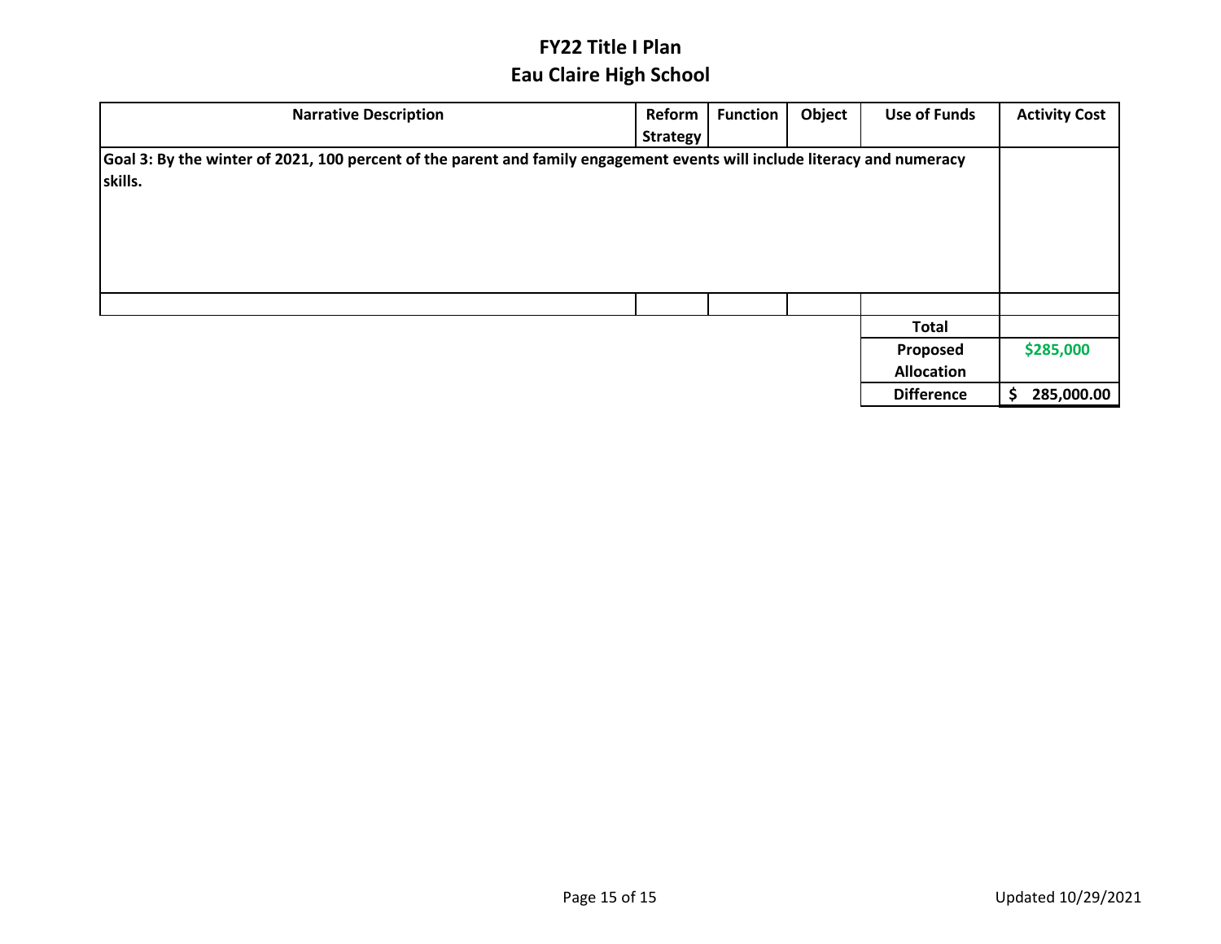# FY22 Title I Plan
## Eau Claire High School

| Narrative Description | Reform Strategy | Function | Object | Use of Funds | Activity Cost |
|---|---|---|---|---|---|
| **Goal 3: By the winter of 2021, 100 percent of the parent and family engagement events will include literacy and numeracy skills.** | | | | | |
| | | | | | |
| | | | | **Total** | |
| | | | | **Proposed Allocation** | **$285,000** |
| | | | | **Difference** | **$ 285,000.00** |

Updated 10/29/2021